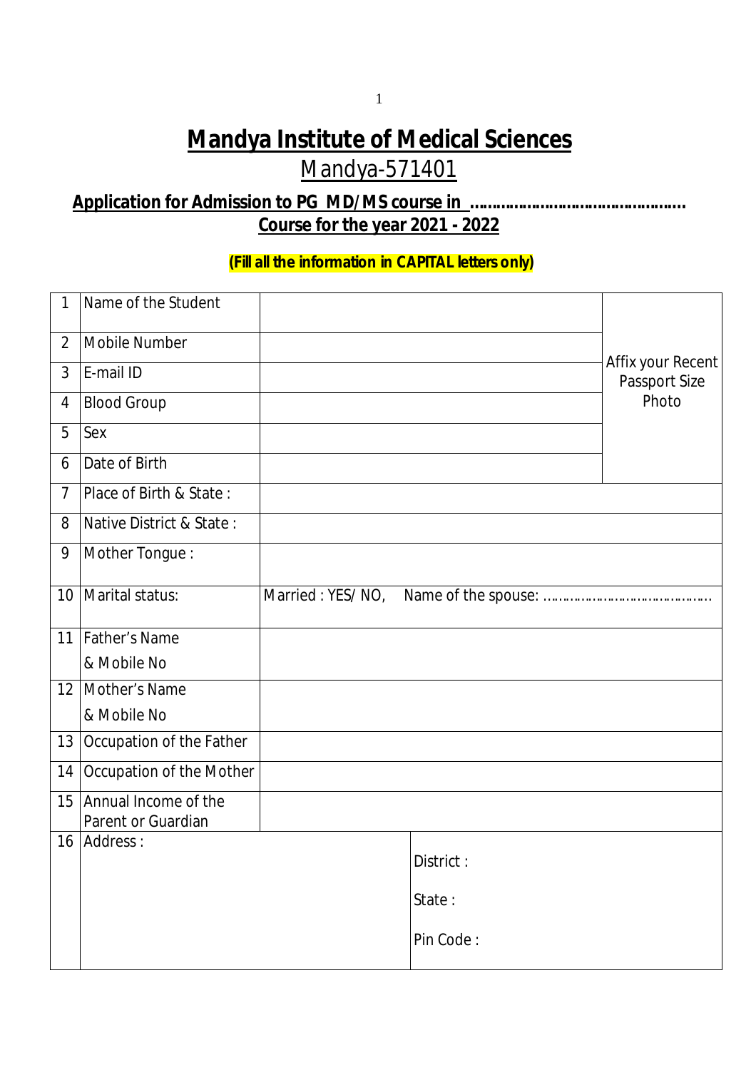# Mandya Institute of Medical Sciences

## Mandya-571401

**Application for Admission to PG MD/MS course in ..............................................**
**Course for the year 2021 - 2022**

**(Fill all the information in CAPITAL letters only)**

| | | | |
|---|---|---|---|
| 1 | Name of the Student | | Affix your Recent Passport Size Photo |
| 2 | Mobile Number | | |
| 3 | E-mail ID | | |
| 4 | Blood Group | | |
| 5 | Sex | | |
| 6 | Date of Birth | | |
| 7 | Place of Birth & State : | | |
| 8 | Native District & State : | | |
| 9 | Mother Tongue : | | |
| 10 | Marital status: | Married : YES/ NO, Name of the spouse: ........................................... | |
| 11 | Father's Name & Mobile No | | |
| 12 | Mother's Name & Mobile No | | |
| 13 | Occupation of the Father | | |
| 14 | Occupation of the Mother | | |
| 15 | Annual Income of the Parent or Guardian | | |
| 16 | Address : | District :<br>State :<br>Pin Code : | |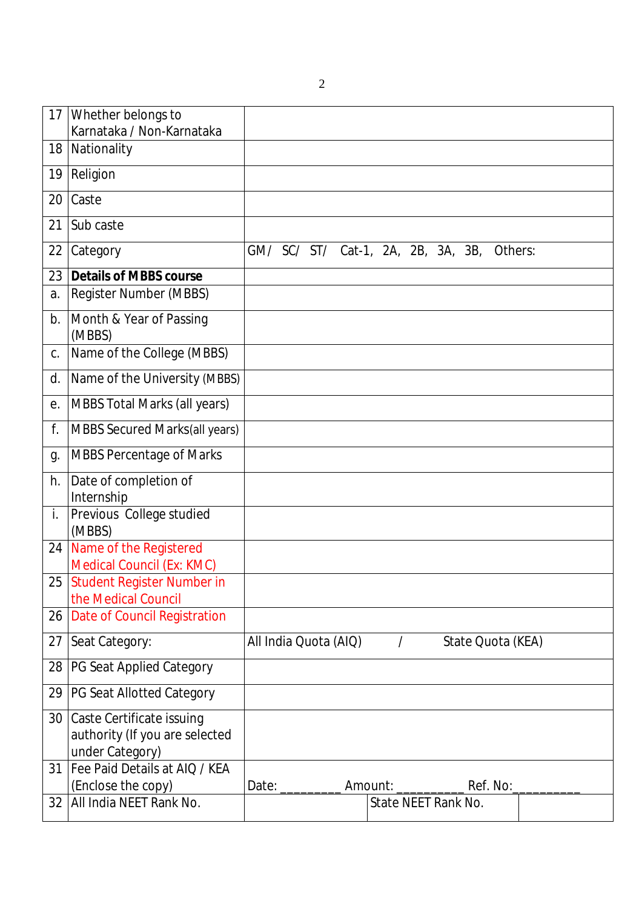| 17 | Whether belongs to Karnataka / Non-Karnataka | | |
|---|---|---|---|
| 18 | Nationality | | |
| 19 | Religion | | |
| 20 | Caste | | |
| 21 | Sub caste | | |
| 22 | Category | GM/ SC/ ST/ Cat-1, 2A, 2B, 3A, 3B, Others: | |
| 23 | **Details of MBBS course** | | |
| a. | Register Number (MBBS) | | |
| b. | Month & Year of Passing (MBBS) | | |
| c. | Name of the College (MBBS) | | |
| d. | Name of the University (MBBS) | | |
| e. | MBBS Total Marks (all years) | | |
| f. | MBBS Secured Marks(all years) | | |
| g. | MBBS Percentage of Marks | | |
| h. | Date of completion of Internship | | |
| i. | Previous College studied (MBBS) | | |
| 24 | Name of the Registered Medical Council (Ex: KMC) | | |
| 25 | Student Register Number in the Medical Council | | |
| 26 | Date of Council Registration | | |
| 27 | Seat Category: | All India Quota (AIQ) / State Quota (KEA) | |
| 28 | PG Seat Applied Category | | |
| 29 | PG Seat Allotted Category | | |
| 30 | Caste Certificate issuing authority (If you are selected under Category) | | |
| 31 | Fee Paid Details at AIQ / KEA (Enclose the copy) | Date: ________ Amount: _________ Ref. No:_________ | |
| 32 | All India NEET Rank No. | | State NEET Rank No. |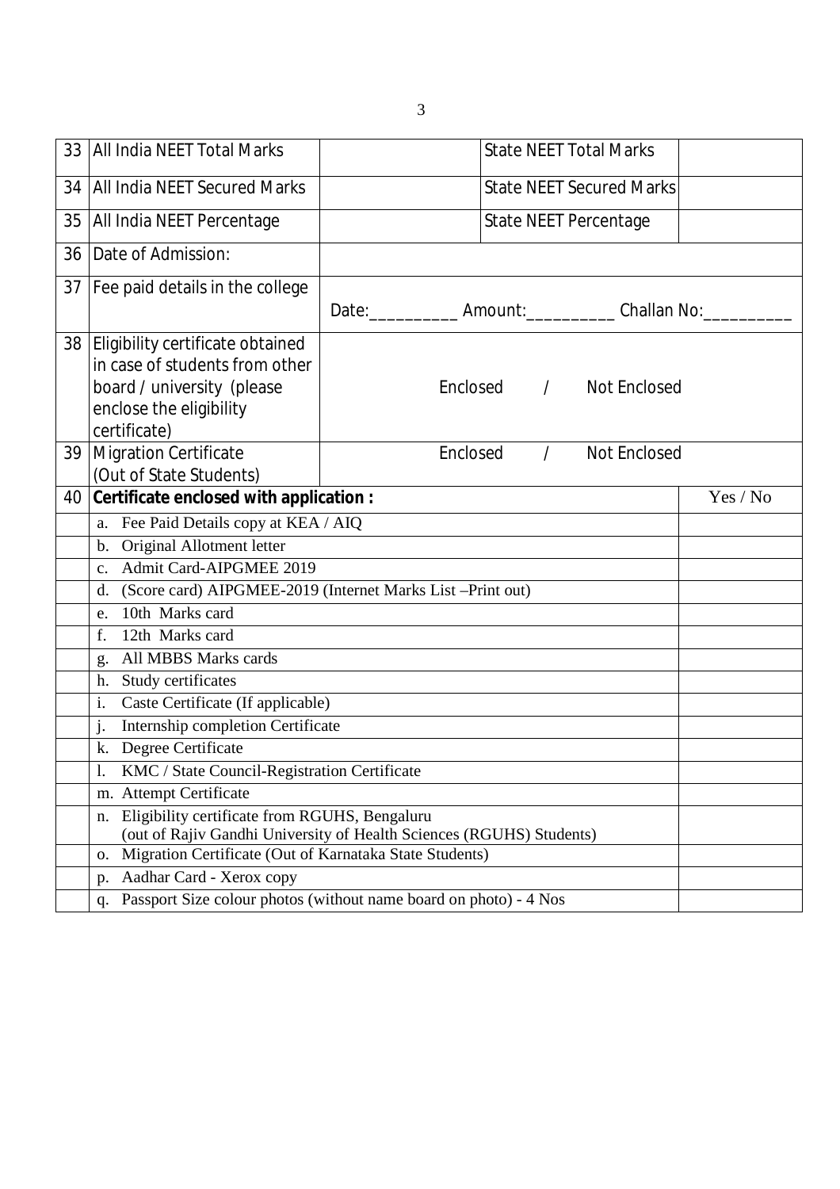| 33 | All India NEET Total Marks | | State NEET Total Marks | |
|---|---|---|---|---|
| 34 | All India NEET Secured Marks | | State NEET Secured Marks | |
| 35 | All India NEET Percentage | | State NEET Percentage | |
| 36 | Date of Admission: | | | |
| 37 | Fee paid details in the college | Date:__________ Amount:__________ Challan No:__________ | | |
| 38 | Eligibility certificate obtained in case of students from other board / university (please enclose the eligibility certificate) | Enclosed / Not Enclosed | | |
| 39 | Migration Certificate (Out of State Students) | Enclosed / Not Enclosed | | |

| 40 | **Certificate enclosed with application :** | Yes / No |
|---|---|---|
| | a. Fee Paid Details copy at KEA / AIQ | |
| | b. Original Allotment letter | |
| | c. Admit Card-AIPGMEE 2019 | |
| | d. (Score card) AIPGMEE-2019 (Internet Marks List –Print out) | |
| | e. 10th Marks card | |
| | f. 12th Marks card | |
| | g. All MBBS Marks cards | |
| | h. Study certificates | |
| | i. Caste Certificate (If applicable) | |
| | j. Internship completion Certificate | |
| | k. Degree Certificate | |
| | l. KMC / State Council-Registration Certificate | |
| | m. Attempt Certificate | |
| | n. Eligibility certificate from RGUHS, Bengaluru (out of Rajiv Gandhi University of Health Sciences (RGUHS) Students) | |
| | o. Migration Certificate (Out of Karnataka State Students) | |
| | p. Aadhar Card - Xerox copy | |
| | q. Passport Size colour photos (without name board on photo) - 4 Nos | |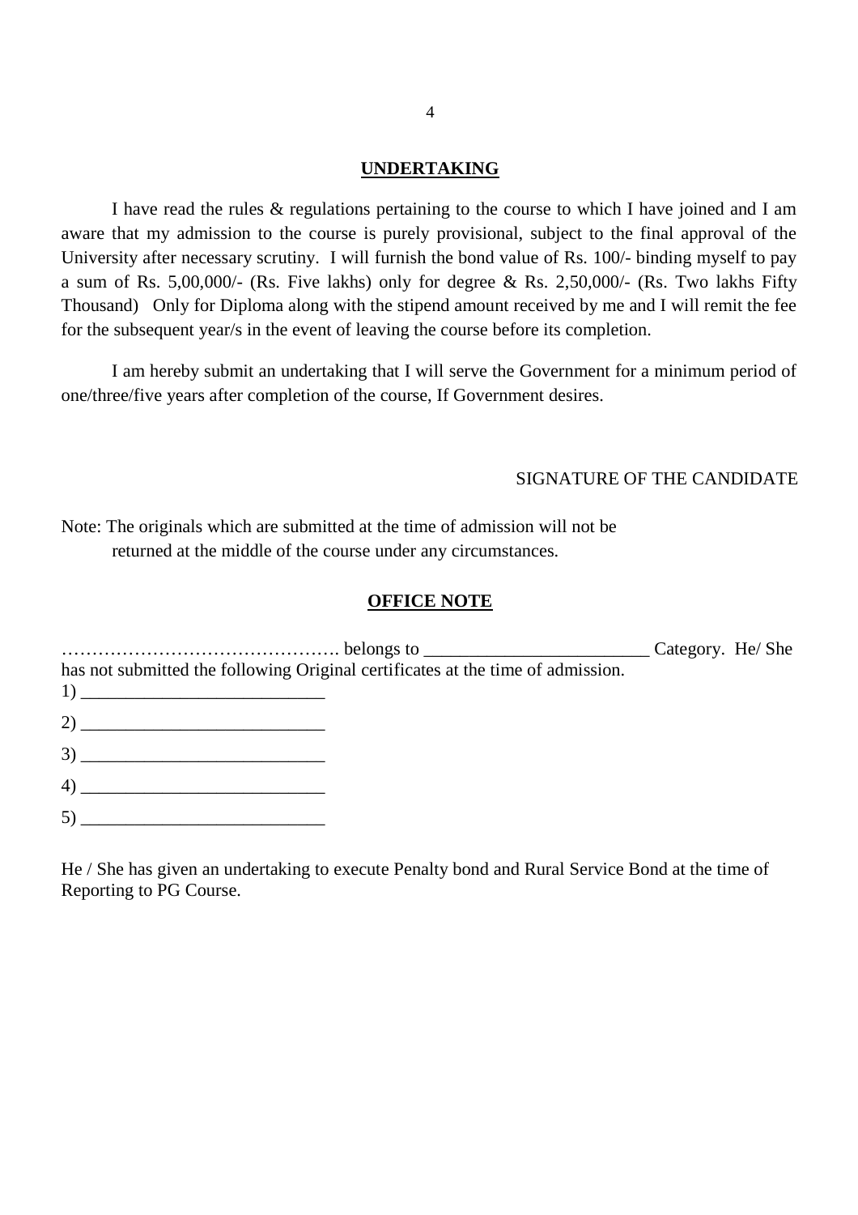## UNDERTAKING

I have read the rules & regulations pertaining to the course to which I have joined and I am aware that my admission to the course is purely provisional, subject to the final approval of the University after necessary scrutiny. I will furnish the bond value of Rs. 100/- binding myself to pay a sum of Rs. 5,00,000/- (Rs. Five lakhs) only for degree & Rs. 2,50,000/- (Rs. Two lakhs Fifty Thousand) Only for Diploma along with the stipend amount received by me and I will remit the fee for the subsequent year/s in the event of leaving the course before its completion.

I am hereby submit an undertaking that I will serve the Government for a minimum period of one/three/five years after completion of the course, If Government desires.

SIGNATURE OF THE CANDIDATE

Note: The originals which are submitted at the time of admission will not be returned at the middle of the course under any circumstances.

## OFFICE NOTE

………………………………………. belongs to ________________________ Category. He/ She has not submitted the following Original certificates at the time of admission.

1) __________________________

2) __________________________

3) __________________________

4) __________________________

5) __________________________

He / She has given an undertaking to execute Penalty bond and Rural Service Bond at the time of Reporting to PG Course.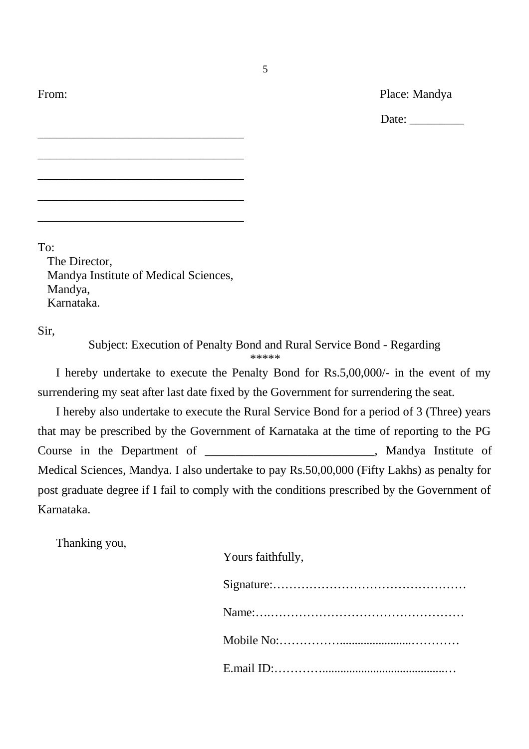From:

Place: Mandya

Date: _________

__________________________________

__________________________________

__________________________________

__________________________________

__________________________________

To:

The Director,
Mandya Institute of Medical Sciences,
Mandya,
Karnataka.

Sir,

Subject: Execution of Penalty Bond and Rural Service Bond - Regarding

*****

I hereby undertake to execute the Penalty Bond for Rs.5,00,000/- in the event of my surrendering my seat after last date fixed by the Government for surrendering the seat.

I hereby also undertake to execute the Rural Service Bond for a period of 3 (Three) years that may be prescribed by the Government of Karnataka at the time of reporting to the PG Course in the Department of ___________________________, Mandya Institute of Medical Sciences, Mandya. I also undertake to pay Rs.50,00,000 (Fifty Lakhs) as penalty for post graduate degree if I fail to comply with the conditions prescribed by the Government of Karnataka.

Thanking you,

Yours faithfully,

Signature:…………………………………………

Name:….…………………………………………

Mobile No:…………….......................…………

E.mail ID:…………...........................................…